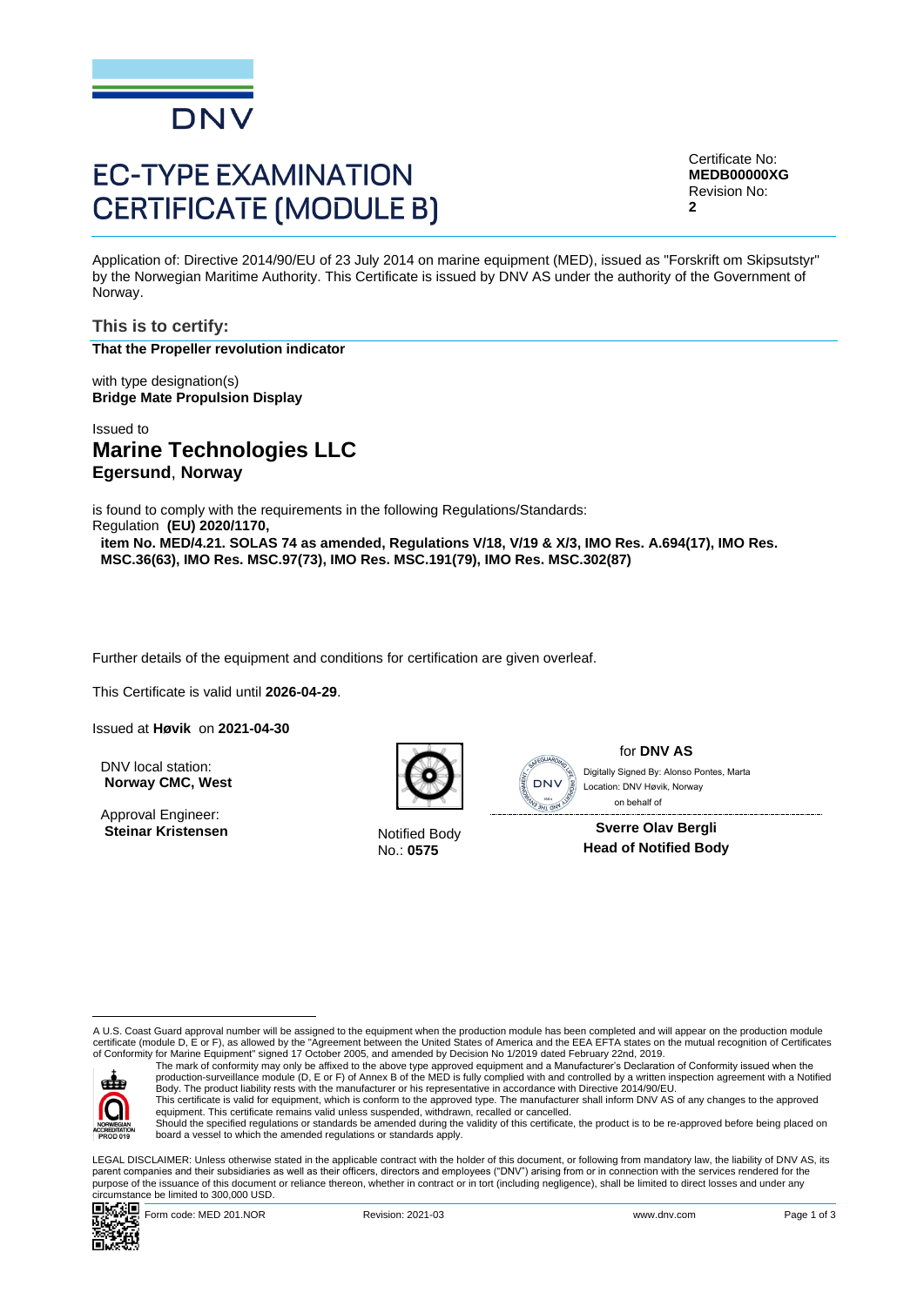# EC-TYPE EXAMINATION CERTIFICATE (MODULE B)

Certificate No:
**MEDB00000XG**
Revision No:
**2**

Application of: Directive 2014/90/EU of 23 July 2014 on marine equipment (MED), issued as "Forskrift om Skipsutstyr" by the Norwegian Maritime Authority. This Certificate is issued by DNV AS under the authority of the Government of Norway.

## This is to certify:

**That the Propeller revolution indicator**

with type designation(s)
**Bridge Mate Propulsion Display**

Issued to
## Marine Technologies LLC
**Egersund**, **Norway**

is found to comply with the requirements in the following Regulations/Standards:
Regulation **(EU) 2020/1170,**
**item No. MED/4.21. SOLAS 74 as amended, Regulations V/18, V/19 & X/3, IMO Res. A.694(17), IMO Res. MSC.36(63), IMO Res. MSC.97(73), IMO Res. MSC.191(79), IMO Res. MSC.302(87)**

Further details of the equipment and conditions for certification are given overleaf.

This Certificate is valid until **2026-04-29**.

Issued at **Høvik** on **2021-04-30**

DNV local station:
**Norway CMC, West**

Approval Engineer:
**Steinar Kristensen**

Notified Body
No.: **0575**

for **DNV AS**

Digitally Signed By: Alonso Pontes, Marta
Location: DNV Høvik, Norway
on behalf of

**Sverre Olav Bergli**
**Head of Notified Body**

---

A U.S. Coast Guard approval number will be assigned to the equipment when the production module has been completed and will appear on the production module certificate (module D, E or F), as allowed by the "Agreement between the United States of America and the EEA EFTA states on the mutual recognition of Certificates of Conformity for Marine Equipment" signed 17 October 2005, and amended by Decision No 1/2019 dated February 22nd, 2019.

The mark of conformity may only be affixed to the above type approved equipment and a Manufacturer's Declaration of Conformity issued when the production-surveillance module (D, E or F) of Annex B of the MED is fully complied with and controlled by a written inspection agreement with a Notified Body. The product liability rests with the manufacturer or his representative in accordance with Directive 2014/90/EU.
This certificate is valid for equipment, which is conform to the approved type. The manufacturer shall inform DNV AS of any changes to the approved equipment. This certificate remains valid unless suspended, withdrawn, recalled or cancelled.
Should the specified regulations or standards be amended during the validity of this certificate, the product is to be re-approved before being placed on board a vessel to which the amended regulations or standards apply.

LEGAL DISCLAIMER: Unless otherwise stated in the applicable contract with the holder of this document, or following from mandatory law, the liability of DNV AS, its parent companies and their subsidiaries as well as their officers, directors and employees ("DNV") arising from or in connection with the services rendered for the purpose of the issuance of this document or reliance thereon, whether in contract or in tort (including negligence), shall be limited to direct losses and under any circumstance be limited to 300,000 USD.

Form code: MED 201.NOR    Revision: 2021-03    www.dnv.com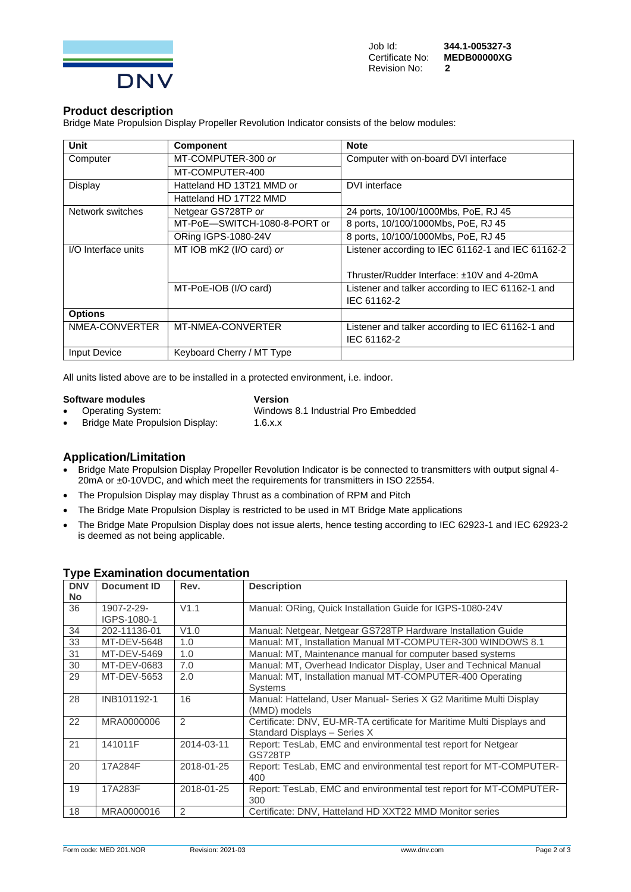Job Id: **344.1-005327-3**
Certificate No: **MEDB00000XG**
Revision No: **2**

## Product description

Bridge Mate Propulsion Display Propeller Revolution Indicator consists of the below modules:

| Unit | Component | Note |
|---|---|---|
| Computer | MT-COMPUTER-300 *or* | Computer with on-board DVI interface |
| | MT-COMPUTER-400 | |
| Display | Hatteland HD 13T21 MMD or | DVI interface |
| | Hatteland HD 17T22 MMD | |
| Network switches | Netgear GS728TP *or* | 24 ports, 10/100/1000Mbs, PoE, RJ 45 |
| | MT-PoE—SWITCH-1080-8-PORT or | 8 ports, 10/100/1000Mbs, PoE, RJ 45 |
| | ORing IGPS-1080-24V | 8 ports, 10/100/1000Mbs, PoE, RJ 45 |
| I/O Interface units | MT IOB mK2 (I/O card) *or* | Listener according to IEC 61162-1 and IEC 61162-2<br><br>Thruster/Rudder Interface: ±10V and 4-20mA |
| | MT-PoE-IOB (I/O card) | Listener and talker according to IEC 61162-1 and IEC 61162-2 |
| **Options** | | |
| NMEA-CONVERTER | MT-NMEA-CONVERTER | Listener and talker according to IEC 61162-1 and IEC 61162-2 |
| Input Device | Keyboard Cherry / MT Type | |

All units listed above are to be installed in a protected environment, i.e. indoor.

| **Software modules** | **Version** |
|---|---|
| • Operating System: | Windows 8.1 Industrial Pro Embedded |
| • Bridge Mate Propulsion Display: | 1.6.x.x |

## Application/Limitation

- Bridge Mate Propulsion Display Propeller Revolution Indicator is be connected to transmitters with output signal 4-20mA or ±0-10VDC, and which meet the requirements for transmitters in ISO 22554.
- The Propulsion Display may display Thrust as a combination of RPM and Pitch
- The Bridge Mate Propulsion Display is restricted to be used in MT Bridge Mate applications
- The Bridge Mate Propulsion Display does not issue alerts, hence testing according to IEC 62923-1 and IEC 62923-2 is deemed as not being applicable.

## Type Examination documentation

| DNV No | Document ID | Rev. | Description |
|---|---|---|---|
| 36 | 1907-2-29-IGPS-1080-1 | V1.1 | Manual: ORing, Quick Installation Guide for IGPS-1080-24V |
| 34 | 202-11136-01 | V1.0 | Manual: Netgear, Netgear GS728TP Hardware Installation Guide |
| 33 | MT-DEV-5648 | 1.0 | Manual: MT, Installation Manual MT-COMPUTER-300 WINDOWS 8.1 |
| 31 | MT-DEV-5469 | 1.0 | Manual: MT, Maintenance manual for computer based systems |
| 30 | MT-DEV-0683 | 7.0 | Manual: MT, Overhead Indicator Display, User and Technical Manual |
| 29 | MT-DEV-5653 | 2.0 | Manual: MT, Installation manual MT-COMPUTER-400 Operating Systems |
| 28 | INB101192-1 | 16 | Manual: Hatteland, User Manual- Series X G2 Maritime Multi Display (MMD) models |
| 22 | MRA0000006 | 2 | Certificate: DNV, EU-MR-TA certificate for Maritime Multi Displays and Standard Displays – Series X |
| 21 | 141011F | 2014-03-11 | Report: TesLab, EMC and environmental test report for Netgear GS728TP |
| 20 | 17A284F | 2018-01-25 | Report: TesLab, EMC and environmental test report for MT-COMPUTER-400 |
| 19 | 17A283F | 2018-01-25 | Report: TesLab, EMC and environmental test report for MT-COMPUTER-300 |
| 18 | MRA0000016 | 2 | Certificate: DNV, Hatteland HD XXT22 MMD Monitor series |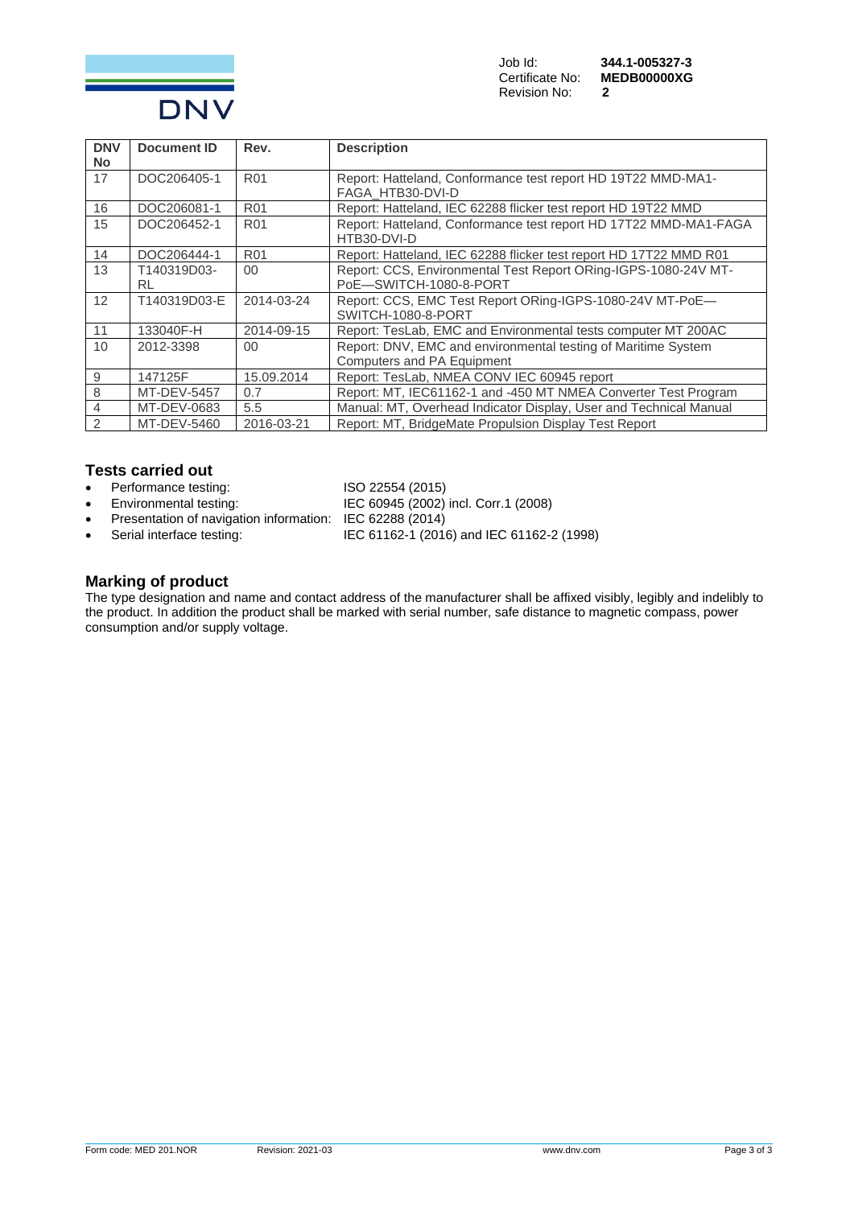Job Id: **344.1-005327-3**
Certificate No: **MEDB00000XG**
Revision No: **2**

| DNV No | Document ID | Rev. | Description |
|---|---|---|---|
| 17 | DOC206405-1 | R01 | Report: Hatteland, Conformance test report HD 19T22 MMD-MA1-FAGA_HTB30-DVI-D |
| 16 | DOC206081-1 | R01 | Report: Hatteland, IEC 62288 flicker test report HD 19T22 MMD |
| 15 | DOC206452-1 | R01 | Report: Hatteland, Conformance test report HD 17T22 MMD-MA1-FAGA HTB30-DVI-D |
| 14 | DOC206444-1 | R01 | Report: Hatteland, IEC 62288 flicker test report HD 17T22 MMD R01 |
| 13 | T140319D03-RL | 00 | Report: CCS, Environmental Test Report ORing-IGPS-1080-24V MT-PoE—SWITCH-1080-8-PORT |
| 12 | T140319D03-E | 2014-03-24 | Report: CCS, EMC Test Report ORing-IGPS-1080-24V MT-PoE—SWITCH-1080-8-PORT |
| 11 | 133040F-H | 2014-09-15 | Report: TesLab, EMC and Environmental tests computer MT 200AC |
| 10 | 2012-3398 | 00 | Report: DNV, EMC and environmental testing of Maritime System Computers and PA Equipment |
| 9 | 147125F | 15.09.2014 | Report: TesLab, NMEA CONV IEC 60945 report |
| 8 | MT-DEV-5457 | 0.7 | Report: MT, IEC61162-1 and -450 MT NMEA Converter Test Program |
| 4 | MT-DEV-0683 | 5.5 | Manual: MT, Overhead Indicator Display, User and Technical Manual |
| 2 | MT-DEV-5460 | 2016-03-21 | Report: MT, BridgeMate Propulsion Display Test Report |

## Tests carried out

- Performance testing: ISO 22554 (2015)
- Environmental testing: IEC 60945 (2002) incl. Corr.1 (2008)
- Presentation of navigation information: IEC 62288 (2014)
- Serial interface testing: IEC 61162-1 (2016) and IEC 61162-2 (1998)

## Marking of product

The type designation and name and contact address of the manufacturer shall be affixed visibly, legibly and indelibly to the product. In addition the product shall be marked with serial number, safe distance to magnetic compass, power consumption and/or supply voltage.